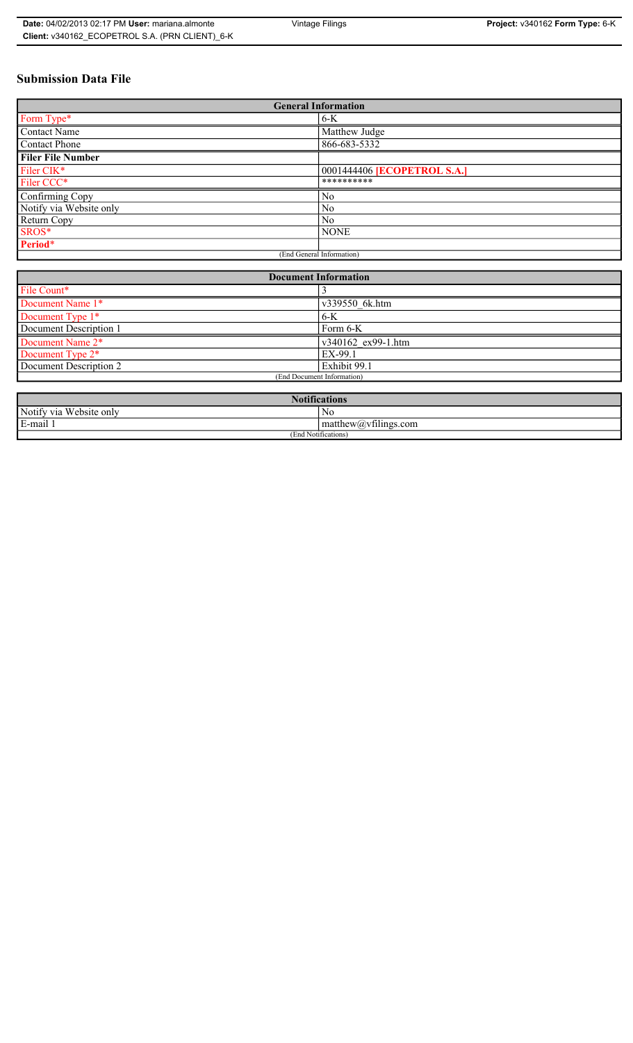# Submission Data File

| General Information | |
|---|---|
| Form Type* | 6-K |
| Contact Name | Matthew Judge |
| Contact Phone | 866-683-5332 |
| **Filer File Number** | |
| Filer CIK* | 0001444406 **[ECOPETROL S.A.]** |
| Filer CCC* | ********** |
| Confirming Copy | No |
| Notify via Website only | No |
| Return Copy | No |
| SROS* | NONE |
| **Period*** | |
| (End General Information) | |

| Document Information | |
|---|---|
| File Count* | 3 |
| Document Name 1* | v339550_6k.htm |
| Document Type 1* | 6-K |
| Document Description 1 | Form 6-K |
| Document Name 2* | v340162_ex99-1.htm |
| Document Type 2* | EX-99.1 |
| Document Description 2 | Exhibit 99.1 |
| (End Document Information) | |

| Notifications | |
|---|---|
| Notify via Website only | No |
| E-mail 1 | matthew@vfilings.com |
| (End Notifications) | |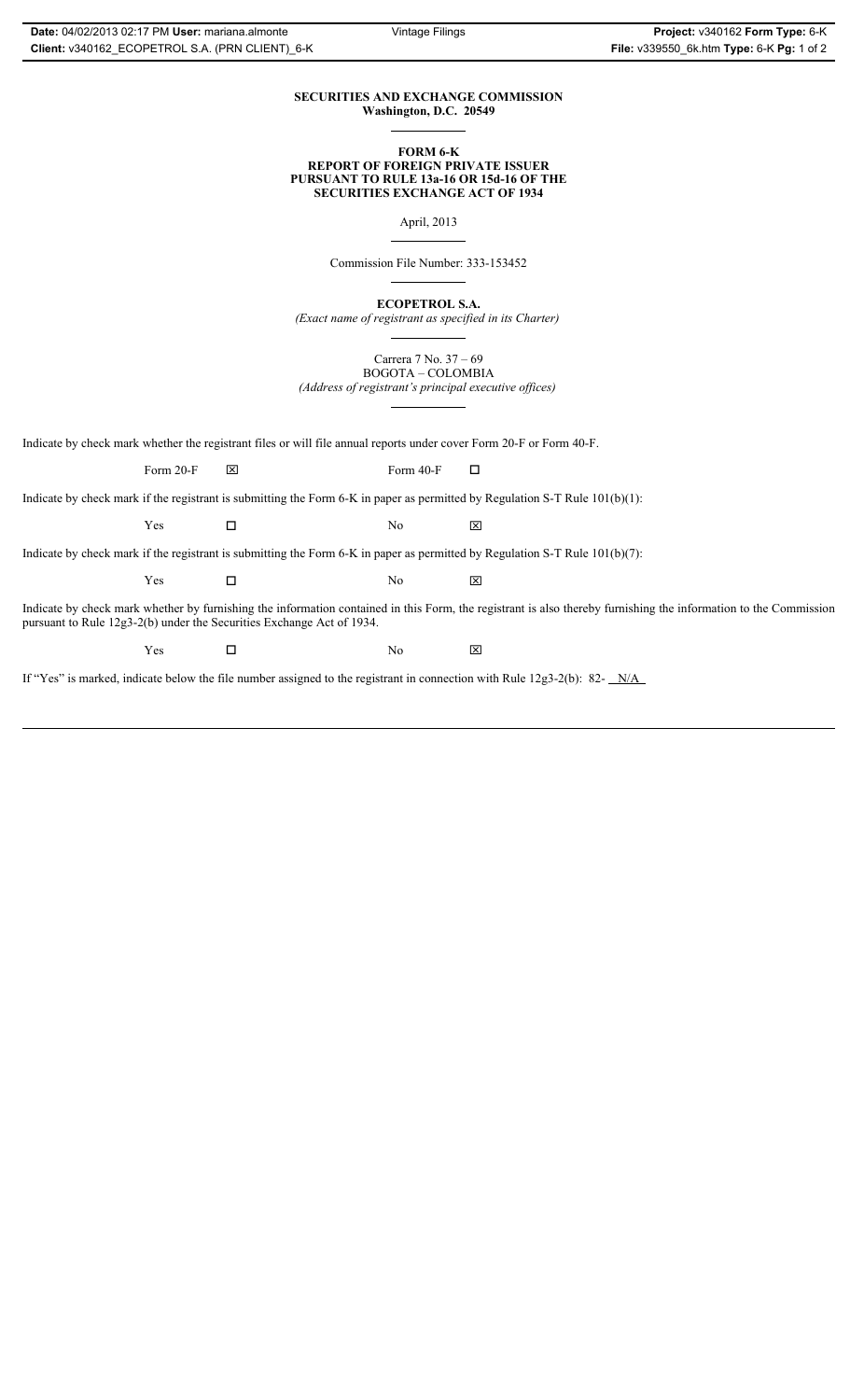**SECURITIES AND EXCHANGE COMMISSION**
**Washington, D.C. 20549**

---

**FORM 6-K**
**REPORT OF FOREIGN PRIVATE ISSUER**
**PURSUANT TO RULE 13a-16 OR 15d-16 OF THE**
**SECURITIES EXCHANGE ACT OF 1934**

April, 2013

---

Commission File Number: 333-153452

---

**ECOPETROL S.A.**
*(Exact name of registrant as specified in its Charter)*

---

Carrera 7 No. 37 – 69
BOGOTA – COLOMBIA
*(Address of registrant's principal executive offices)*

---

Indicate by check mark whether the registrant files or will file annual reports under cover Form 20-F or Form 40-F.

Form 20-F ☒ Form 40-F ☐

Indicate by check mark if the registrant is submitting the Form 6-K in paper as permitted by Regulation S-T Rule 101(b)(1):

Yes ☐ No ☒

Indicate by check mark if the registrant is submitting the Form 6-K in paper as permitted by Regulation S-T Rule 101(b)(7):

Yes ☐ No ☒

Indicate by check mark whether by furnishing the information contained in this Form, the registrant is also thereby furnishing the information to the Commission pursuant to Rule 12g3-2(b) under the Securities Exchange Act of 1934.

Yes ☐ No ☒

If "Yes" is marked, indicate below the file number assigned to the registrant in connection with Rule 12g3-2(b): 82- N/A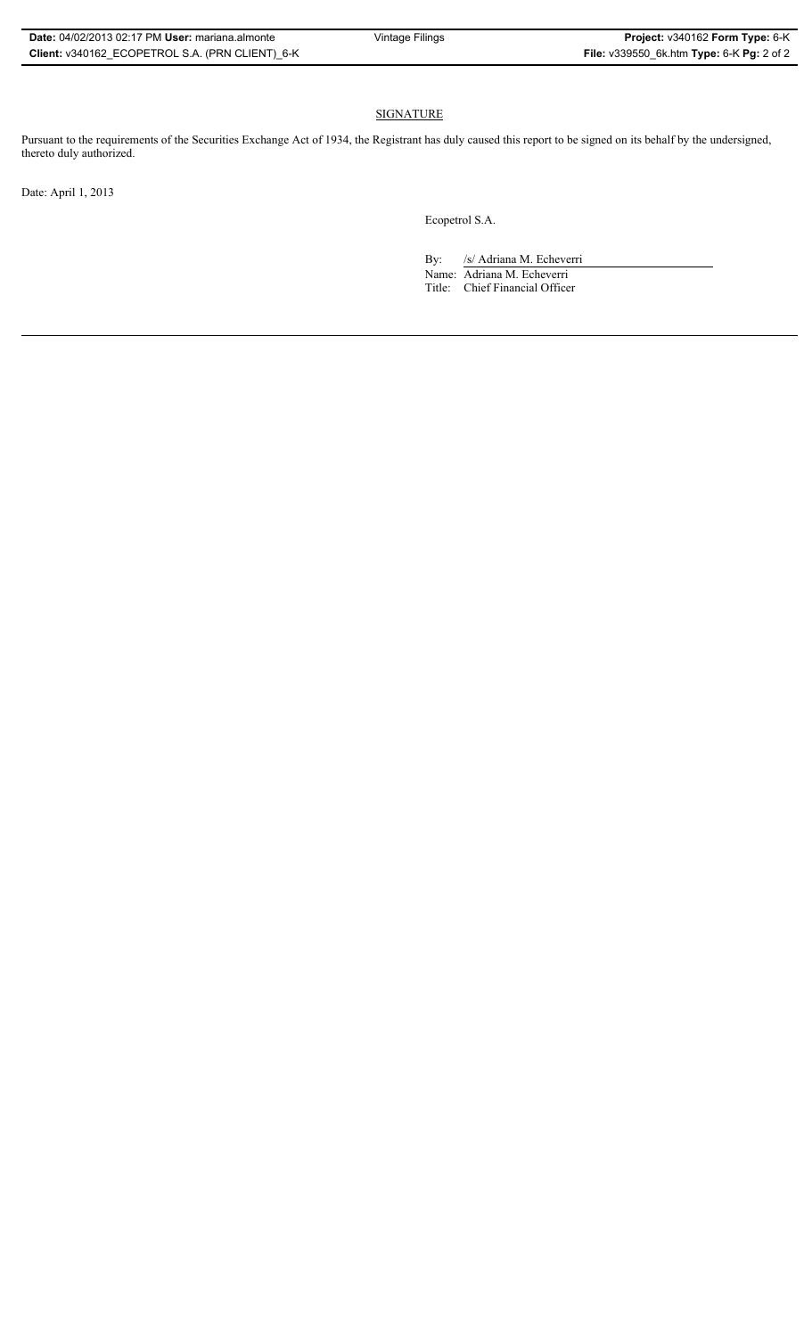## SIGNATURE

Pursuant to the requirements of the Securities Exchange Act of 1934, the Registrant has duly caused this report to be signed on its behalf by the undersigned, thereto duly authorized.

Date: April 1, 2013

Ecopetrol S.A.

By: /s/ Adriana M. Echeverri

Name: Adriana M. Echeverri

Title: Chief Financial Officer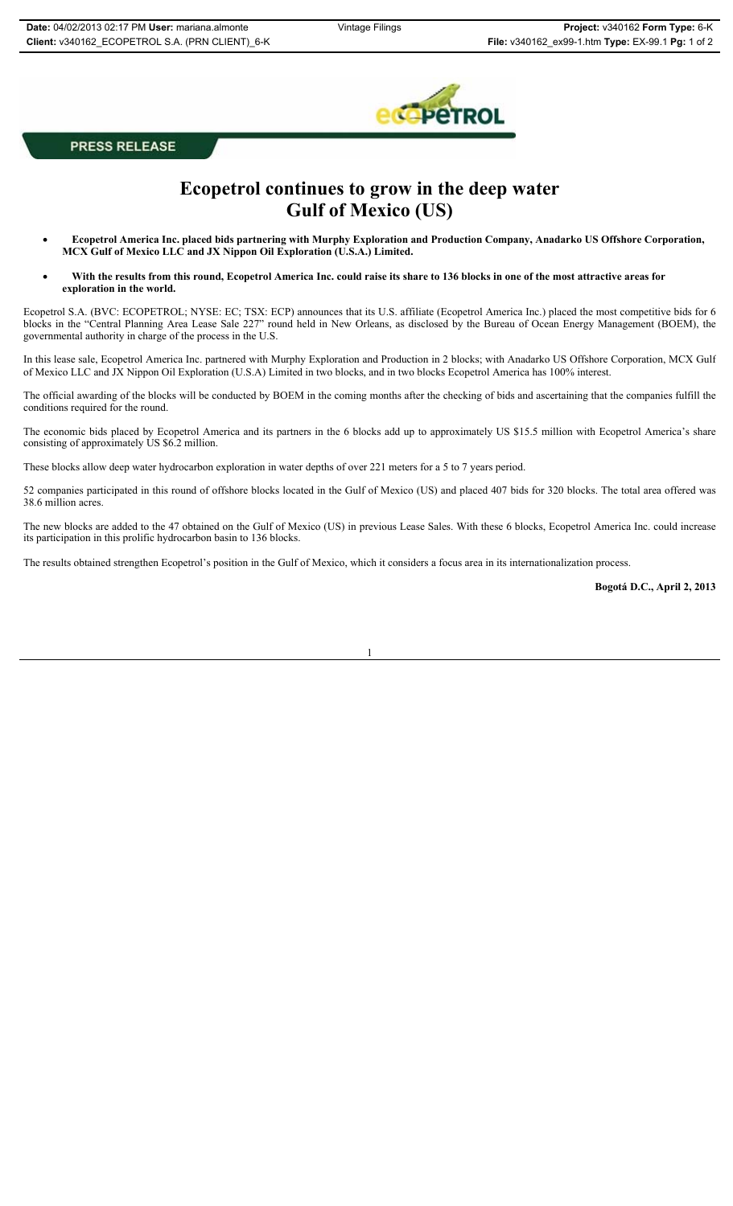PRESS RELEASE

# Ecopetrol continues to grow in the deep water Gulf of Mexico (US)

- **Ecopetrol America Inc. placed bids partnering with Murphy Exploration and Production Company, Anadarko US Offshore Corporation, MCX Gulf of Mexico LLC and JX Nippon Oil Exploration (U.S.A.) Limited.**
- **With the results from this round, Ecopetrol America Inc. could raise its share to 136 blocks in one of the most attractive areas for exploration in the world.**

Ecopetrol S.A. (BVC: ECOPETROL; NYSE: EC; TSX: ECP) announces that its U.S. affiliate (Ecopetrol America Inc.) placed the most competitive bids for 6 blocks in the "Central Planning Area Lease Sale 227" round held in New Orleans, as disclosed by the Bureau of Ocean Energy Management (BOEM), the governmental authority in charge of the process in the U.S.

In this lease sale, Ecopetrol America Inc. partnered with Murphy Exploration and Production in 2 blocks; with Anadarko US Offshore Corporation, MCX Gulf of Mexico LLC and JX Nippon Oil Exploration (U.S.A) Limited in two blocks, and in two blocks Ecopetrol America has 100% interest.

The official awarding of the blocks will be conducted by BOEM in the coming months after the checking of bids and ascertaining that the companies fulfill the conditions required for the round.

The economic bids placed by Ecopetrol America and its partners in the 6 blocks add up to approximately US $15.5 million with Ecopetrol America's share consisting of approximately US $6.2 million.

These blocks allow deep water hydrocarbon exploration in water depths of over 221 meters for a 5 to 7 years period.

52 companies participated in this round of offshore blocks located in the Gulf of Mexico (US) and placed 407 bids for 320 blocks. The total area offered was 38.6 million acres.

The new blocks are added to the 47 obtained on the Gulf of Mexico (US) in previous Lease Sales. With these 6 blocks, Ecopetrol America Inc. could increase its participation in this prolific hydrocarbon basin to 136 blocks.

The results obtained strengthen Ecopetrol's position in the Gulf of Mexico, which it considers a focus area in its internationalization process.

**Bogotá D.C., April 2, 2013**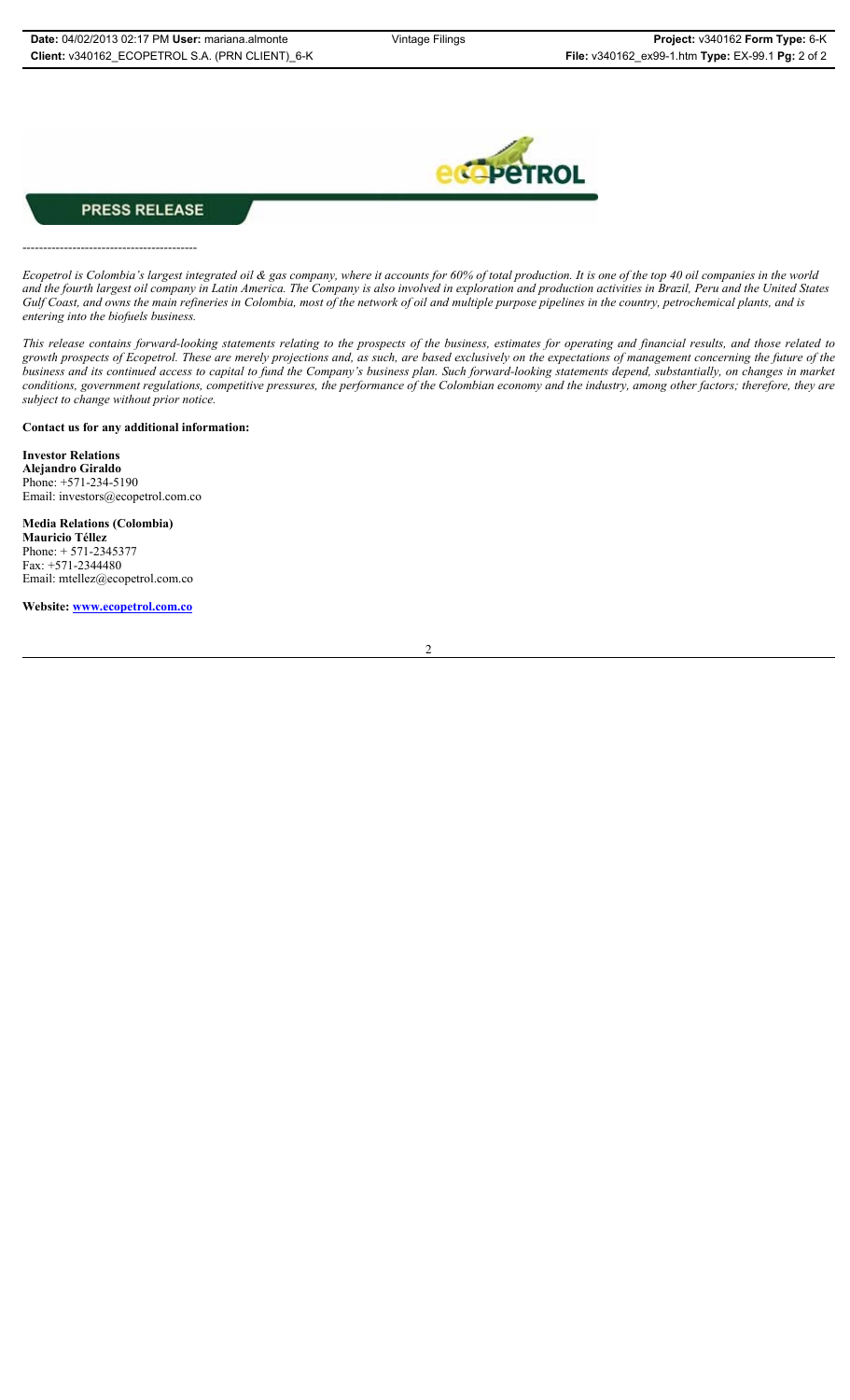**PRESS RELEASE**

-----------------------------------------

*Ecopetrol is Colombia's largest integrated oil & gas company, where it accounts for 60% of total production. It is one of the top 40 oil companies in the world and the fourth largest oil company in Latin America. The Company is also involved in exploration and production activities in Brazil, Peru and the United States Gulf Coast, and owns the main refineries in Colombia, most of the network of oil and multiple purpose pipelines in the country, petrochemical plants, and is entering into the biofuels business.*

*This release contains forward-looking statements relating to the prospects of the business, estimates for operating and financial results, and those related to growth prospects of Ecopetrol. These are merely projections and, as such, are based exclusively on the expectations of management concerning the future of the business and its continued access to capital to fund the Company's business plan. Such forward-looking statements depend, substantially, on changes in market conditions, government regulations, competitive pressures, the performance of the Colombian economy and the industry, among other factors; therefore, they are subject to change without prior notice.*

**Contact us for any additional information:**

**Investor Relations**
**Alejandro Giraldo**
Phone: +571-234-5190
Email: investors@ecopetrol.com.co

**Media Relations (Colombia)**
**Mauricio Téllez**
Phone: + 571-2345377
Fax: +571-2344480
Email: mtellez@ecopetrol.com.co

**Website: www.ecopetrol.com.co**